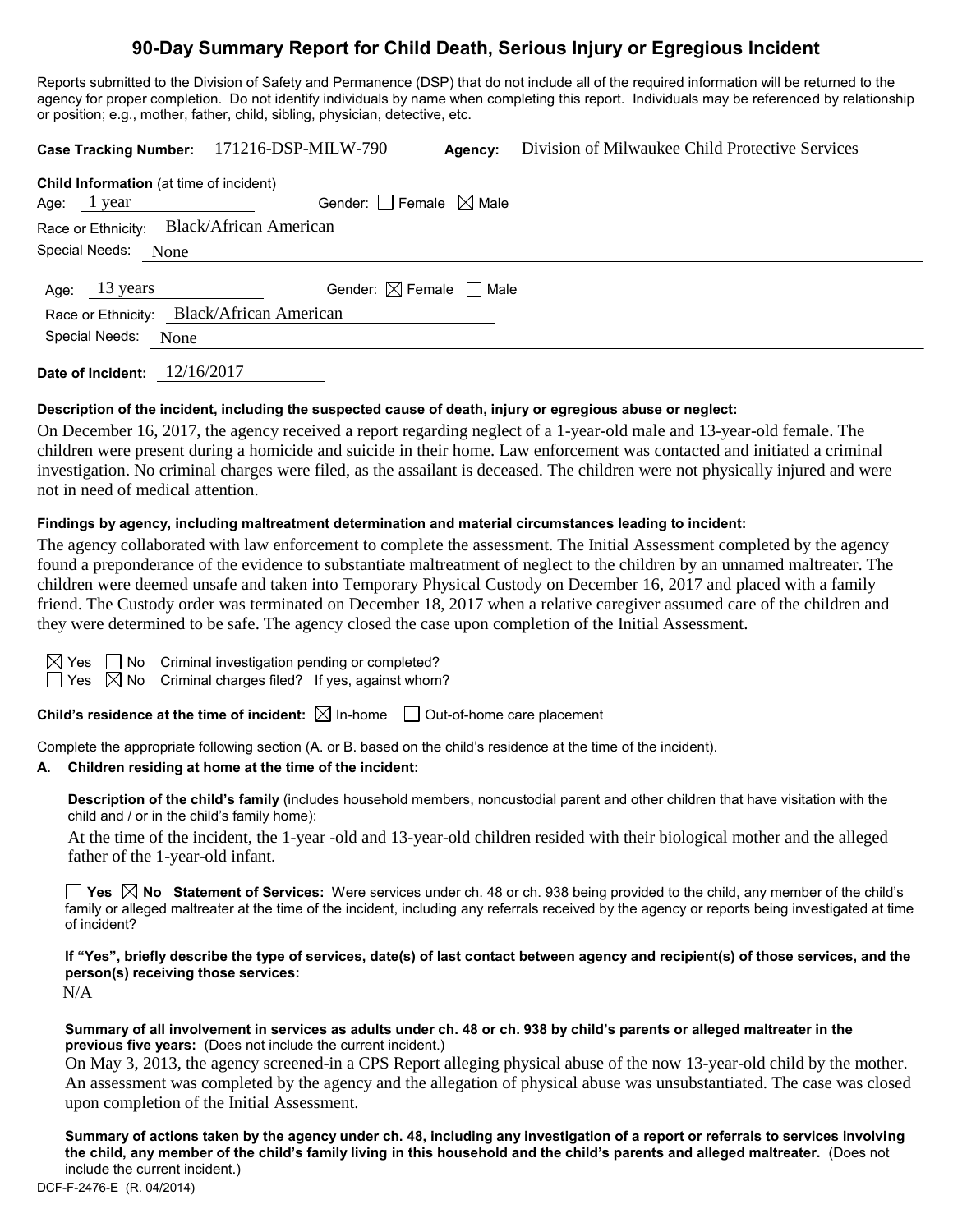# 90-Day Summary Report for Child Death, Serious Injury or Egregious Incident

Reports submitted to the Division of Safety and Permanence (DSP) that do not include all of the required information will be returned to the agency for proper completion. Do not identify individuals by name when completing this report. Individuals may be referenced by relationship or position; e.g., mother, father, child, sibling, physician, detective, etc.

**Case Tracking Number:** 171216-DSP-MILW-790 **Agency:** Division of Milwaukee Child Protective Services

**Child Information** (at time of incident)

Age: 1 year Gender: ☐ Female ☒ Male

Race or Ethnicity: Black/African American

Special Needs: None

Age: 13 years Gender: ☒ Female ☐ Male

Race or Ethnicity: Black/African American

Special Needs: None

**Date of Incident:** 12/16/2017

**Description of the incident, including the suspected cause of death, injury or egregious abuse or neglect:**

On December 16, 2017, the agency received a report regarding neglect of a 1-year-old male and 13-year-old female. The children were present during a homicide and suicide in their home. Law enforcement was contacted and initiated a criminal investigation. No criminal charges were filed, as the assailant is deceased. The children were not physically injured and were not in need of medical attention.

**Findings by agency, including maltreatment determination and material circumstances leading to incident:**

The agency collaborated with law enforcement to complete the assessment. The Initial Assessment completed by the agency found a preponderance of the evidence to substantiate maltreatment of neglect to the children by an unnamed maltreater. The children were deemed unsafe and taken into Temporary Physical Custody on December 16, 2017 and placed with a family friend. The Custody order was terminated on December 18, 2017 when a relative caregiver assumed care of the children and they were determined to be safe. The agency closed the case upon completion of the Initial Assessment.

☒ Yes ☐ No Criminal investigation pending or completed?

☐ Yes ☒ No Criminal charges filed? If yes, against whom?

**Child's residence at the time of incident:** ☒ In-home ☐ Out-of-home care placement

Complete the appropriate following section (A. or B. based on the child's residence at the time of the incident).

**A. Children residing at home at the time of the incident:**

**Description of the child's family** (includes household members, noncustodial parent and other children that have visitation with the child and / or in the child's family home):

At the time of the incident, the 1-year -old and 13-year-old children resided with their biological mother and the alleged father of the 1-year-old infant.

☐ **Yes** ☒ **No Statement of Services:** Were services under ch. 48 or ch. 938 being provided to the child, any member of the child's family or alleged maltreater at the time of the incident, including any referrals received by the agency or reports being investigated at time of incident?

**If "Yes", briefly describe the type of services, date(s) of last contact between agency and recipient(s) of those services, and the person(s) receiving those services:**

N/A

**Summary of all involvement in services as adults under ch. 48 or ch. 938 by child's parents or alleged maltreater in the previous five years:** (Does not include the current incident.)

On May 3, 2013, the agency screened-in a CPS Report alleging physical abuse of the now 13-year-old child by the mother. An assessment was completed by the agency and the allegation of physical abuse was unsubstantiated. The case was closed upon completion of the Initial Assessment.

**Summary of actions taken by the agency under ch. 48, including any investigation of a report or referrals to services involving the child, any member of the child's family living in this household and the child's parents and alleged maltreater.** (Does not include the current incident.)

DCF-F-2476-E (R. 04/2014)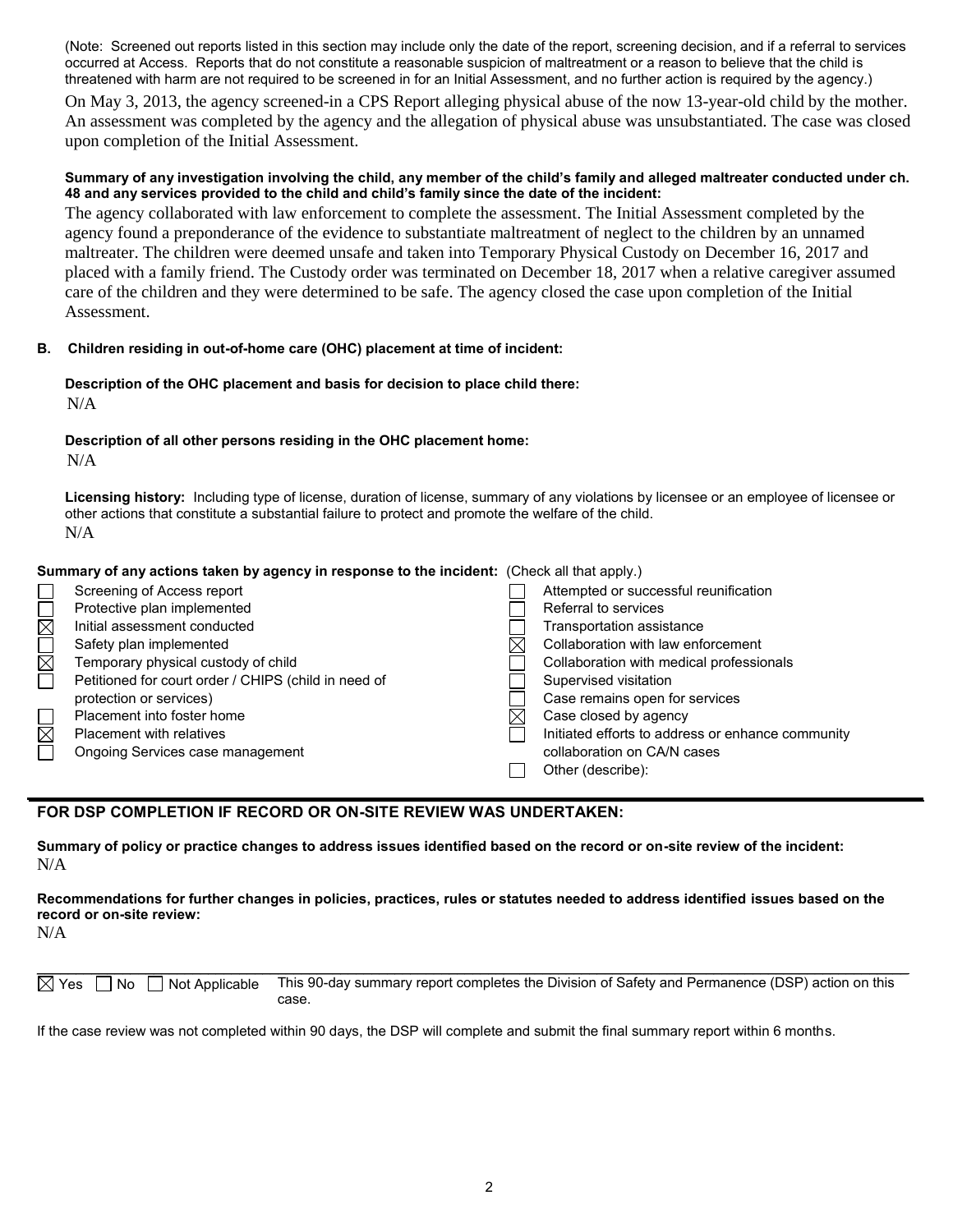(Note: Screened out reports listed in this section may include only the date of the report, screening decision, and if a referral to services occurred at Access. Reports that do not constitute a reasonable suspicion of maltreatment or a reason to believe that the child is threatened with harm are not required to be screened in for an Initial Assessment, and no further action is required by the agency.)

On May 3, 2013, the agency screened-in a CPS Report alleging physical abuse of the now 13-year-old child by the mother. An assessment was completed by the agency and the allegation of physical abuse was unsubstantiated. The case was closed upon completion of the Initial Assessment.

**Summary of any investigation involving the child, any member of the child's family and alleged maltreater conducted under ch. 48 and any services provided to the child and child's family since the date of the incident:**

The agency collaborated with law enforcement to complete the assessment. The Initial Assessment completed by the agency found a preponderance of the evidence to substantiate maltreatment of neglect to the children by an unnamed maltreater. The children were deemed unsafe and taken into Temporary Physical Custody on December 16, 2017 and placed with a family friend. The Custody order was terminated on December 18, 2017 when a relative caregiver assumed care of the children and they were determined to be safe. The agency closed the case upon completion of the Initial Assessment.

**B. Children residing in out-of-home care (OHC) placement at time of incident:**

**Description of the OHC placement and basis for decision to place child there:**

N/A

**Description of all other persons residing in the OHC placement home:**

N/A

**Licensing history:** Including type of license, duration of license, summary of any violations by licensee or an employee of licensee or other actions that constitute a substantial failure to protect and promote the welfare of the child.

N/A

**Summary of any actions taken by agency in response to the incident:** (Check all that apply.)

- ☐ Screening of Access report
- ☐ Protective plan implemented
- ☒ Initial assessment conducted
- ☐ Safety plan implemented
- ☒ Temporary physical custody of child
- ☐ Petitioned for court order / CHIPS (child in need of protection or services)
- ☐ Placement into foster home
- ☒ Placement with relatives
- ☐ Ongoing Services case management
- ☐ Attempted or successful reunification
- ☐ Referral to services
- ☐ Transportation assistance
- ☒ Collaboration with law enforcement
- ☐ Collaboration with medical professionals
- ☐ Supervised visitation
- ☐ Case remains open for services
- ☒ Case closed by agency
- ☐ Initiated efforts to address or enhance community collaboration on CA/N cases
- ☐ Other (describe):

## FOR DSP COMPLETION IF RECORD OR ON-SITE REVIEW WAS UNDERTAKEN:

**Summary of policy or practice changes to address issues identified based on the record or on-site review of the incident:**

N/A

**Recommendations for further changes in policies, practices, rules or statutes needed to address identified issues based on the record or on-site review:**

N/A

☒ Yes ☐ No ☐ Not Applicable This 90-day summary report completes the Division of Safety and Permanence (DSP) action on this case.

If the case review was not completed within 90 days, the DSP will complete and submit the final summary report within 6 months.